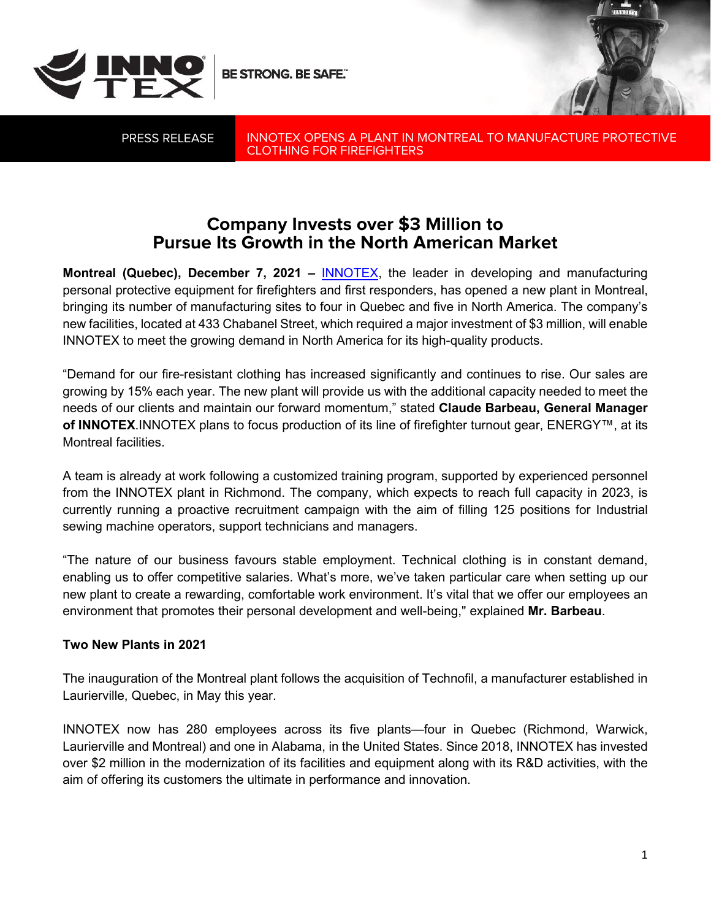BE STRONG. BE SAFE.™

PRESS RELEASE

INNOTEX OPENS A PLANT IN MONTREAL TO MANUFACTURE PROTECTIVE CLOTHING FOR FIREFIGHTERS

# Company Invests over $3 Million to Pursue Its Growth in the North American Market

**Montreal (Quebec), December 7, 2021 –** INNOTEX, the leader in developing and manufacturing personal protective equipment for firefighters and first responders, has opened a new plant in Montreal, bringing its number of manufacturing sites to four in Quebec and five in North America. The company's new facilities, located at 433 Chabanel Street, which required a major investment of $3 million, will enable INNOTEX to meet the growing demand in North America for its high-quality products.

"Demand for our fire-resistant clothing has increased significantly and continues to rise. Our sales are growing by 15% each year. The new plant will provide us with the additional capacity needed to meet the needs of our clients and maintain our forward momentum," stated **Claude Barbeau, General Manager of INNOTEX**.INNOTEX plans to focus production of its line of firefighter turnout gear, ENERGY™, at its Montreal facilities.

A team is already at work following a customized training program, supported by experienced personnel from the INNOTEX plant in Richmond. The company, which expects to reach full capacity in 2023, is currently running a proactive recruitment campaign with the aim of filling 125 positions for Industrial sewing machine operators, support technicians and managers.

"The nature of our business favours stable employment. Technical clothing is in constant demand, enabling us to offer competitive salaries. What's more, we've taken particular care when setting up our new plant to create a rewarding, comfortable work environment. It's vital that we offer our employees an environment that promotes their personal development and well-being," explained **Mr. Barbeau**.

**Two New Plants in 2021**

The inauguration of the Montreal plant follows the acquisition of Technofil, a manufacturer established in Laurierville, Quebec, in May this year.

INNOTEX now has 280 employees across its five plants—four in Quebec (Richmond, Warwick, Laurierville and Montreal) and one in Alabama, in the United States. Since 2018, INNOTEX has invested over $2 million in the modernization of its facilities and equipment along with its R&D activities, with the aim of offering its customers the ultimate in performance and innovation.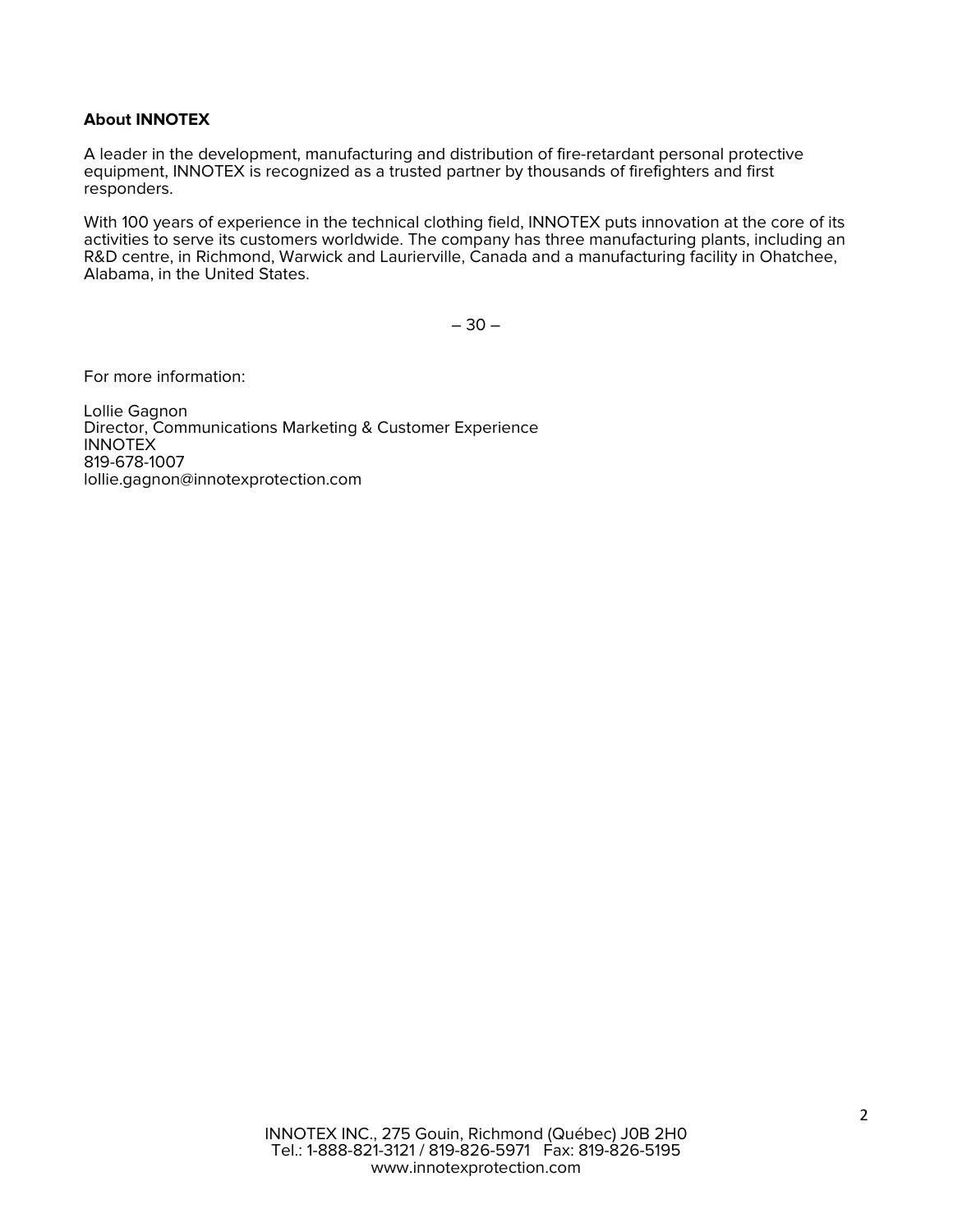**About INNOTEX**

A leader in the development, manufacturing and distribution of fire-retardant personal protective equipment, INNOTEX is recognized as a trusted partner by thousands of firefighters and first responders.

With 100 years of experience in the technical clothing field, INNOTEX puts innovation at the core of its activities to serve its customers worldwide. The company has three manufacturing plants, including an R&D centre, in Richmond, Warwick and Laurierville, Canada and a manufacturing facility in Ohatchee, Alabama, in the United States.

– 30 –

For more information:

Lollie Gagnon
Director, Communications Marketing & Customer Experience
INNOTEX
819-678-1007
lollie.gagnon@innotexprotection.com

INNOTEX INC., 275 Gouin, Richmond (Québec) J0B 2H0
Tel.: 1-888-821-3121 / 819-826-5971 Fax: 819-826-5195
www.innotexprotection.com